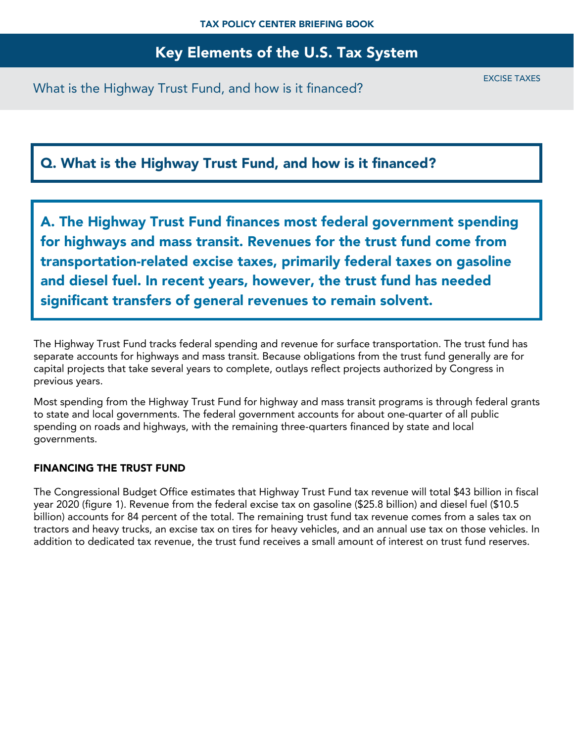TAX POLICY CENTER BRIEFING BOOK

# Key Elements of the U.S. Tax System

EXCISE TAXES

What is the Highway Trust Fund, and how is it financed?

## Q. What is the Highway Trust Fund, and how is it financed?

**A. The Highway Trust Fund finances most federal government spending for highways and mass transit. Revenues for the trust fund come from transportation-related excise taxes, primarily federal taxes on gasoline and diesel fuel. In recent years, however, the trust fund has needed significant transfers of general revenues to remain solvent.**

The Highway Trust Fund tracks federal spending and revenue for surface transportation. The trust fund has separate accounts for highways and mass transit. Because obligations from the trust fund generally are for capital projects that take several years to complete, outlays reflect projects authorized by Congress in previous years.

Most spending from the Highway Trust Fund for highway and mass transit programs is through federal grants to state and local governments. The federal government accounts for about one-quarter of all public spending on roads and highways, with the remaining three-quarters financed by state and local governments.

### FINANCING THE TRUST FUND

The Congressional Budget Office estimates that Highway Trust Fund tax revenue will total $43 billion in fiscal year 2020 (figure 1). Revenue from the federal excise tax on gasoline ($25.8 billion) and diesel fuel ($10.5 billion) accounts for 84 percent of the total. The remaining trust fund tax revenue comes from a sales tax on tractors and heavy trucks, an excise tax on tires for heavy vehicles, and an annual use tax on those vehicles. In addition to dedicated tax revenue, the trust fund receives a small amount of interest on trust fund reserves.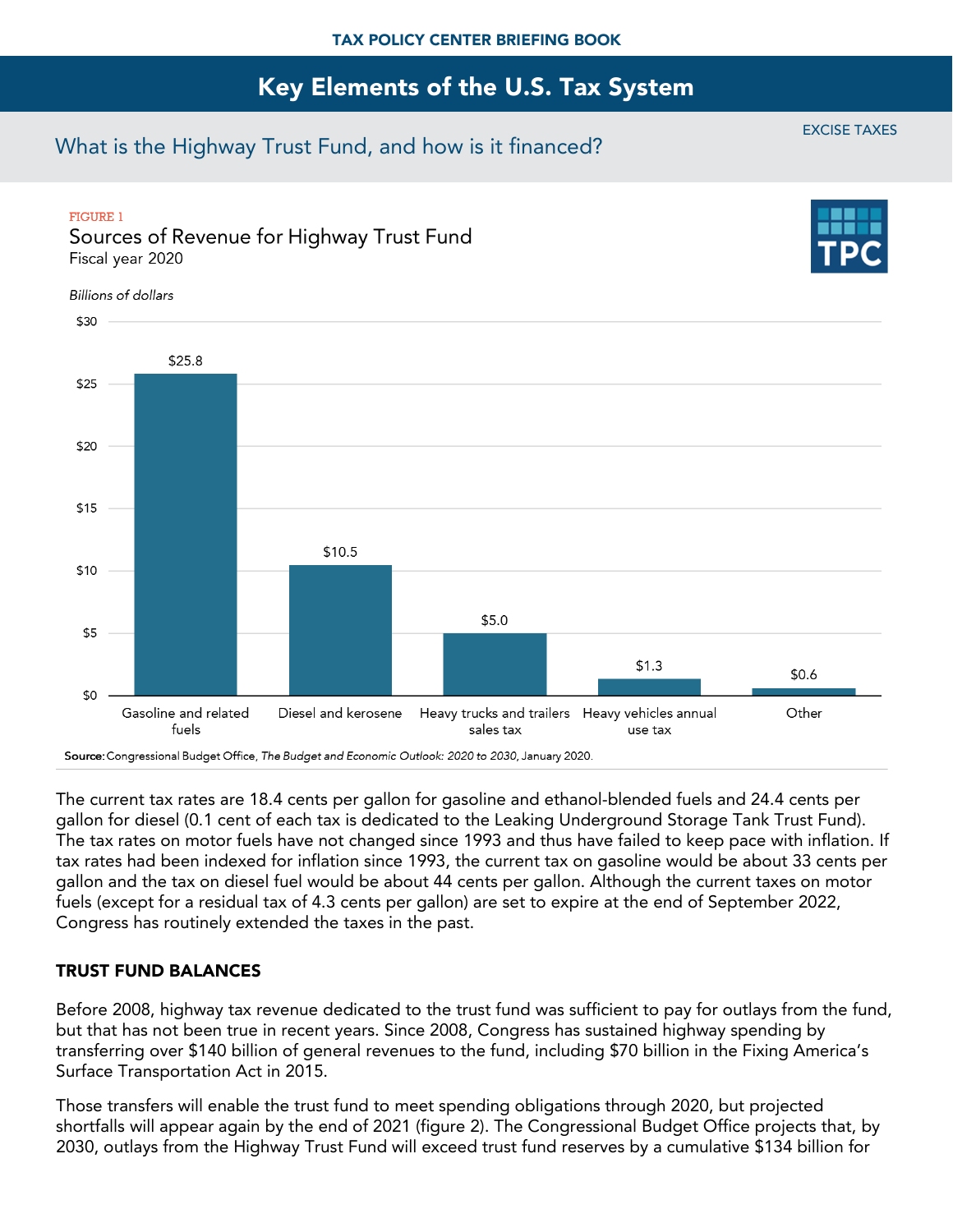What is the Highway Trust Fund, and how is it financed?

FIGURE 1

Sources of Revenue for Highway Trust Fund

Fiscal year 2020

Billions of dollars

$30

$25

$20

$15

$10

$5

$0

$25.8

$10.5

$5.0

$1.3

$0.6

Gasoline and related fuels

Diesel and kerosene

Heavy trucks and trailers sales tax

Heavy vehicles annual use tax

Other

**Source:** Congressional Budget Office, *The Budget and Economic Outlook: 2020 to 2030*, January 2020.

The current tax rates are 18.4 cents per gallon for gasoline and ethanol-blended fuels and 24.4 cents per gallon for diesel (0.1 cent of each tax is dedicated to the Leaking Underground Storage Tank Trust Fund). The tax rates on motor fuels have not changed since 1993 and thus have failed to keep pace with inflation. If tax rates had been indexed for inflation since 1993, the current tax on gasoline would be about 33 cents per gallon and the tax on diesel fuel would be about 44 cents per gallon. Although the current taxes on motor fuels (except for a residual tax of 4.3 cents per gallon) are set to expire at the end of September 2022, Congress has routinely extended the taxes in the past.

## TRUST FUND BALANCES

Before 2008, highway tax revenue dedicated to the trust fund was sufficient to pay for outlays from the fund, but that has not been true in recent years. Since 2008, Congress has sustained highway spending by transferring over $140 billion of general revenues to the fund, including $70 billion in the Fixing America's Surface Transportation Act in 2015.

Those transfers will enable the trust fund to meet spending obligations through 2020, but projected shortfalls will appear again by the end of 2021 (figure 2). The Congressional Budget Office projects that, by 2030, outlays from the Highway Trust Fund will exceed trust fund reserves by a cumulative $134 billion for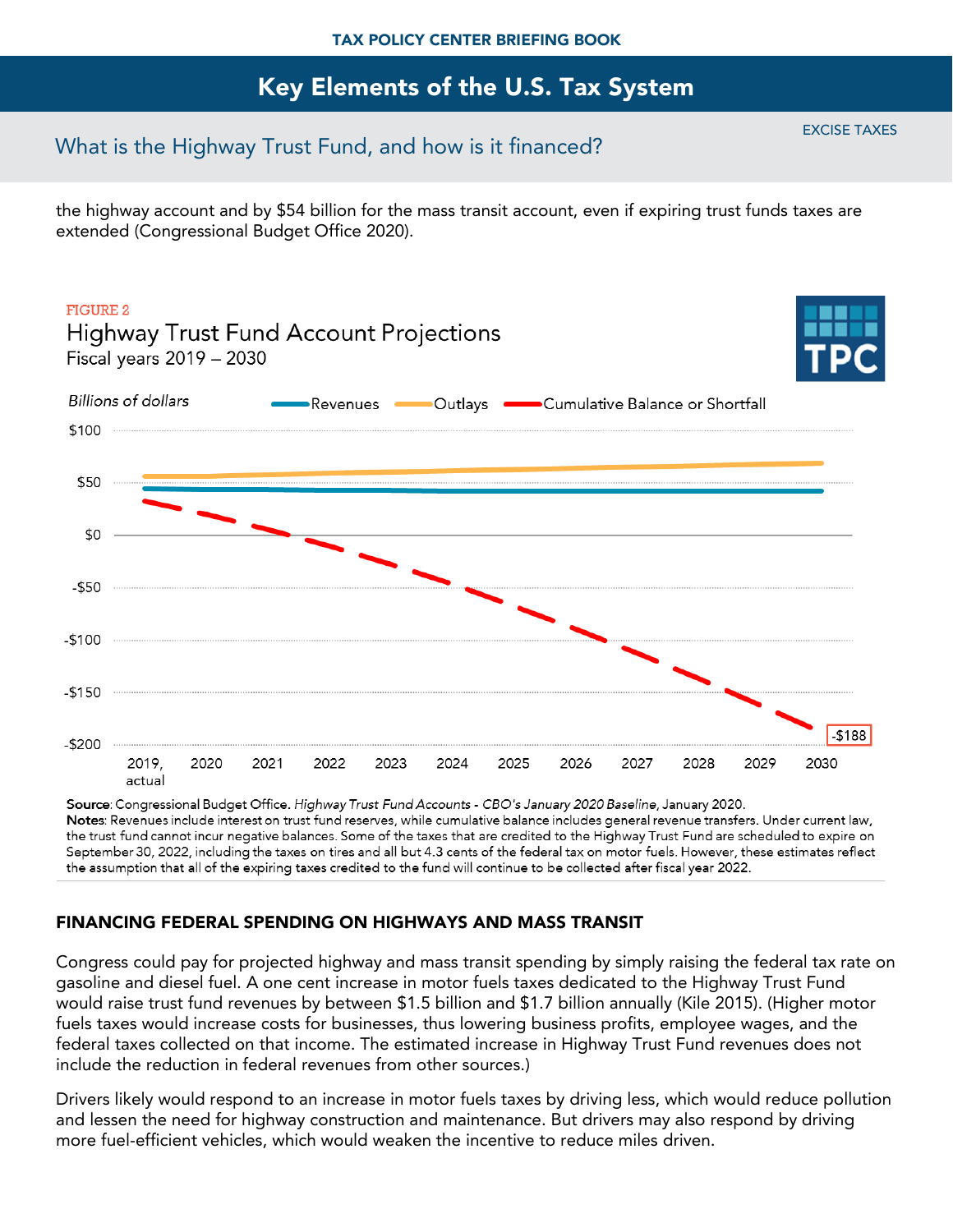the highway account and by $54 billion for the mass transit account, even if expiring trust funds taxes are extended (Congressional Budget Office 2020).

FIGURE 2

Highway Trust Fund Account Projections

Fiscal years 2019 – 2030

Billions of dollars

Revenues

Outlays

Cumulative Balance or Shortfall

$100

$50

$0

-$50

-$100

-$150

-$200

2019, actual

2020

2021

2022

2023

2024

2025

2026

2027

2028

2029

2030

-$188

**Source**: Congressional Budget Office. *Highway Trust Fund Accounts - CBO's January 2020 Baseline*, January 2020.
**Notes**: Revenues include interest on trust fund reserves, while cumulative balance includes general revenue transfers. Under current law, the trust fund cannot incur negative balances. Some of the taxes that are credited to the Highway Trust Fund are scheduled to expire on September 30, 2022, including the taxes on tires and all but 4.3 cents of the federal tax on motor fuels. However, these estimates reflect the assumption that all of the expiring taxes credited to the fund will continue to be collected after fiscal year 2022.

## FINANCING FEDERAL SPENDING ON HIGHWAYS AND MASS TRANSIT

Congress could pay for projected highway and mass transit spending by simply raising the federal tax rate on gasoline and diesel fuel. A one cent increase in motor fuels taxes dedicated to the Highway Trust Fund would raise trust fund revenues by between $1.5 billion and $1.7 billion annually (Kile 2015). (Higher motor fuels taxes would increase costs for businesses, thus lowering business profits, employee wages, and the federal taxes collected on that income. The estimated increase in Highway Trust Fund revenues does not include the reduction in federal revenues from other sources.)

Drivers likely would respond to an increase in motor fuels taxes by driving less, which would reduce pollution and lessen the need for highway construction and maintenance. But drivers may also respond by driving more fuel-efficient vehicles, which would weaken the incentive to reduce miles driven.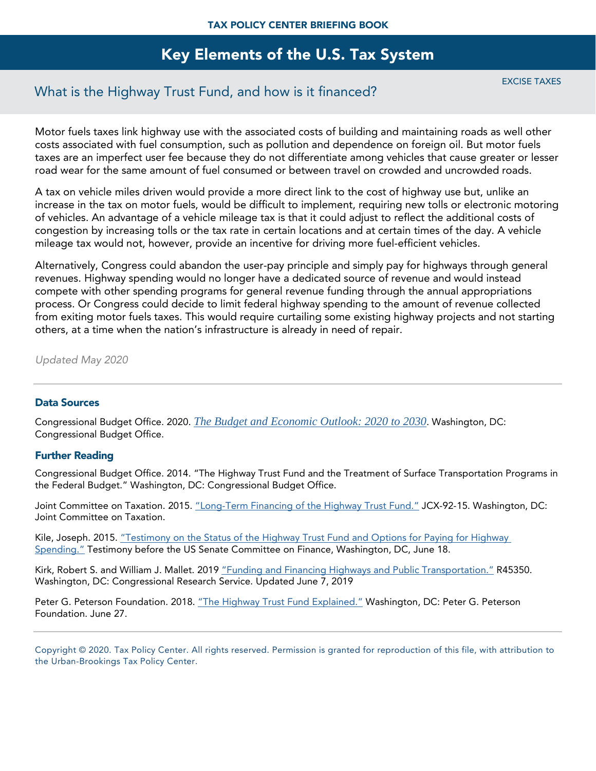Motor fuels taxes link highway use with the associated costs of building and maintaining roads as well other costs associated with fuel consumption, such as pollution and dependence on foreign oil. But motor fuels taxes are an imperfect user fee because they do not differentiate among vehicles that cause greater or lesser road wear for the same amount of fuel consumed or between travel on crowded and uncrowded roads.

A tax on vehicle miles driven would provide a more direct link to the cost of highway use but, unlike an increase in the tax on motor fuels, would be difficult to implement, requiring new tolls or electronic motoring of vehicles. An advantage of a vehicle mileage tax is that it could adjust to reflect the additional costs of congestion by increasing tolls or the tax rate in certain locations and at certain times of the day. A vehicle mileage tax would not, however, provide an incentive for driving more fuel-efficient vehicles.

Alternatively, Congress could abandon the user-pay principle and simply pay for highways through general revenues. Highway spending would no longer have a dedicated source of revenue and would instead compete with other spending programs for general revenue funding through the annual appropriations process. Or Congress could decide to limit federal highway spending to the amount of revenue collected from exiting motor fuels taxes. This would require curtailing some existing highway projects and not starting others, at a time when the nation's infrastructure is already in need of repair.

*Updated May 2020*

---

### Data Sources

Congressional Budget Office. 2020. *The Budget and Economic Outlook: 2020 to 2030*. Washington, DC: Congressional Budget Office.

### Further Reading

Congressional Budget Office. 2014. "The Highway Trust Fund and the Treatment of Surface Transportation Programs in the Federal Budget." Washington, DC: Congressional Budget Office.

Joint Committee on Taxation. 2015. "Long-Term Financing of the Highway Trust Fund." JCX-92-15. Washington, DC: Joint Committee on Taxation.

Kile, Joseph. 2015. "Testimony on the Status of the Highway Trust Fund and Options for Paying for Highway Spending." Testimony before the US Senate Committee on Finance, Washington, DC, June 18.

Kirk, Robert S. and William J. Mallet. 2019 "Funding and Financing Highways and Public Transportation." R45350. Washington, DC: Congressional Research Service. Updated June 7, 2019

Peter G. Peterson Foundation. 2018. "The Highway Trust Fund Explained." Washington, DC: Peter G. Peterson Foundation. June 27.

---

Copyright © 2020. Tax Policy Center. All rights reserved. Permission is granted for reproduction of this file, with attribution to the Urban-Brookings Tax Policy Center.